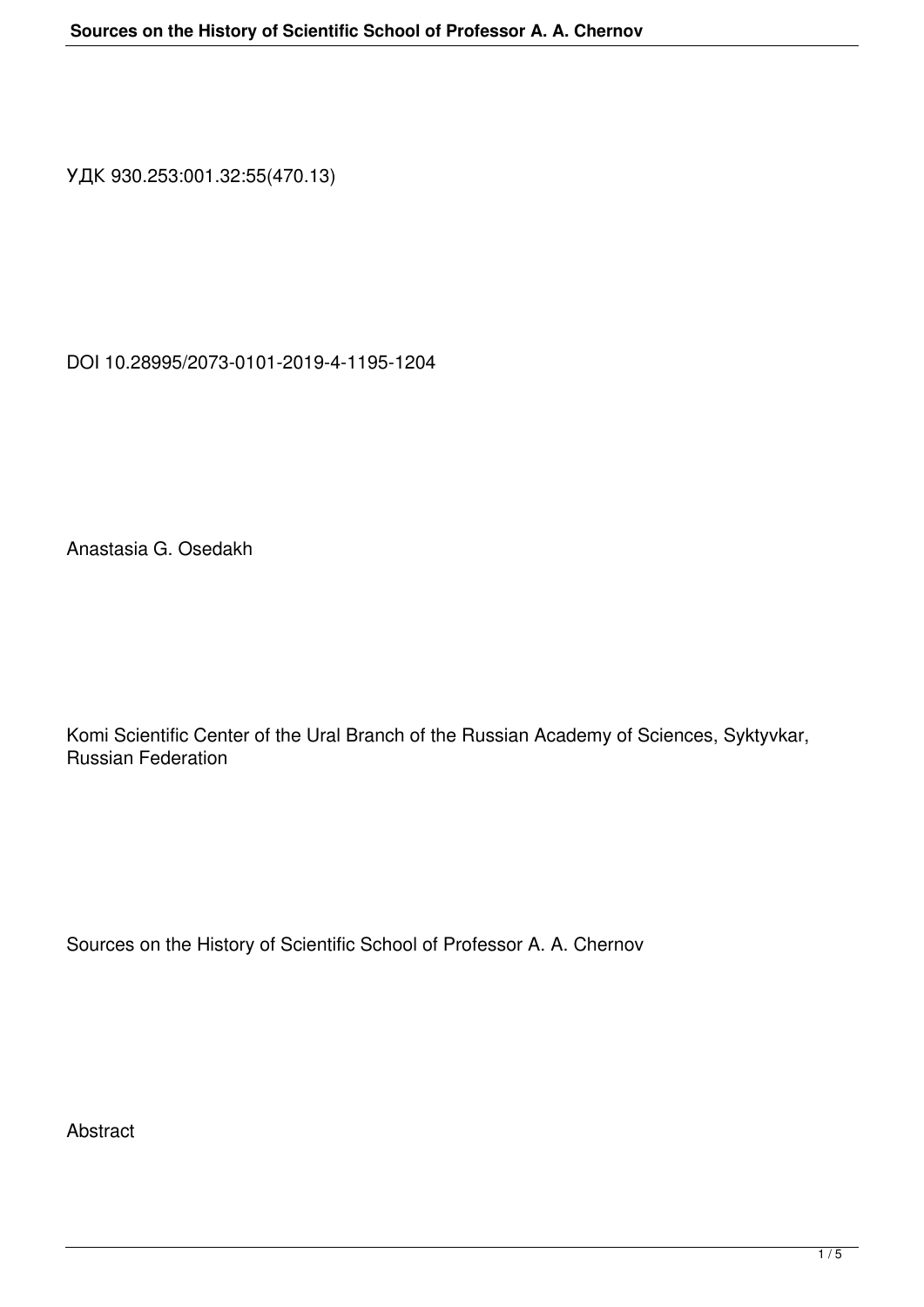УДК 930.253:001.32:55(470.13)

DOI 10.28995/2073-0101-2019-4-1195-1204

Anastasia G. Osedakh

Komi Scientific Center of the Ural Branch of the Russian Academy of Sciences, Syktyvkar, Russian Federation

# Sources on the History of Scientific School of Professor A. A. Chernov

## Abstract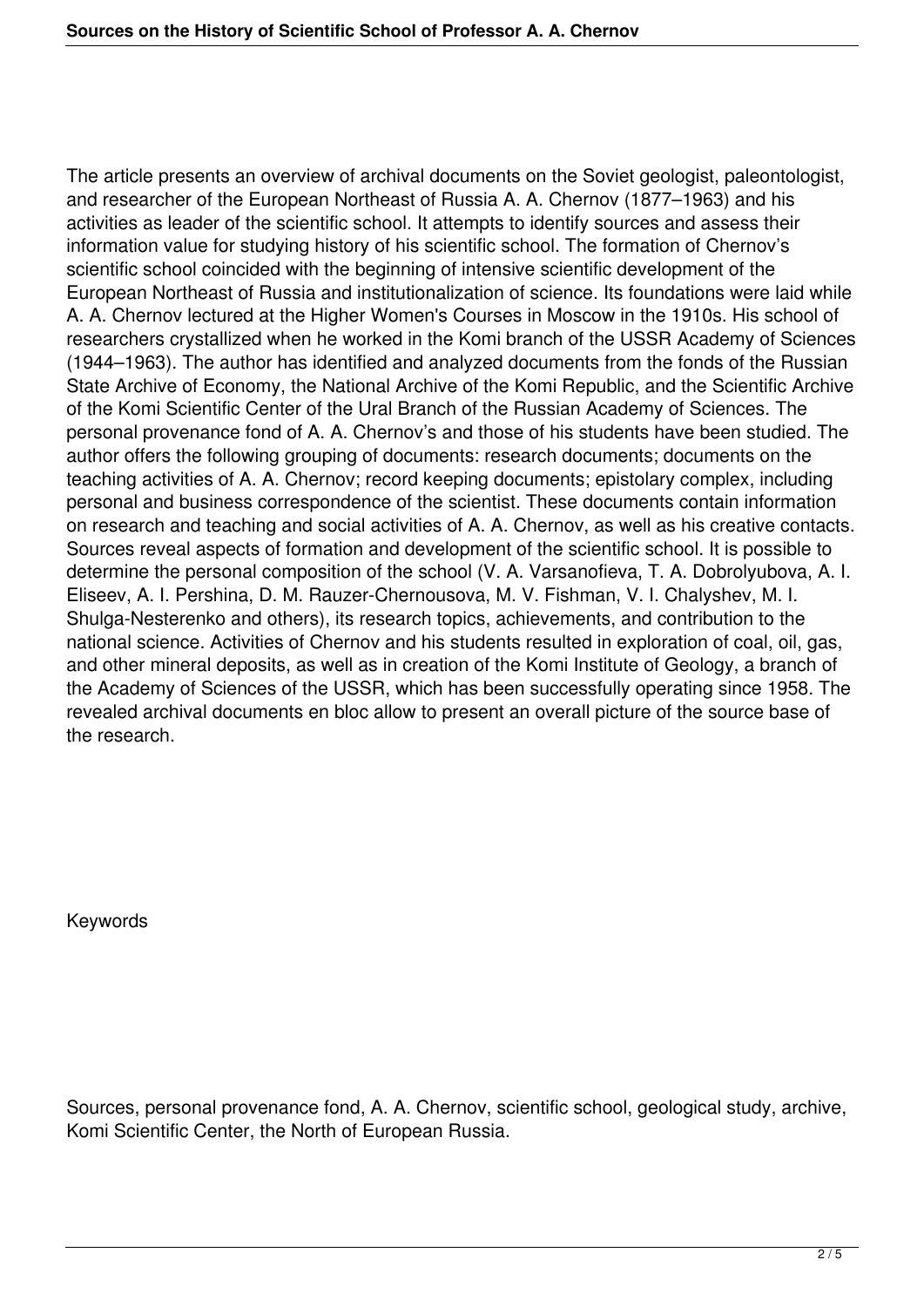The article presents an overview of archival documents on the Soviet geologist, paleontologist, and researcher of the European Northeast of Russia A. A. Chernov (1877–1963) and his activities as leader of the scientific school. It attempts to identify sources and assess their information value for studying history of his scientific school. The formation of Chernov's scientific school coincided with the beginning of intensive scientific development of the European Northeast of Russia and institutionalization of science. Its foundations were laid while A. A. Chernov lectured at the Higher Women's Courses in Moscow in the 1910s. His school of researchers crystallized when he worked in the Komi branch of the USSR Academy of Sciences (1944–1963). The author has identified and analyzed documents from the fonds of the Russian State Archive of Economy, the National Archive of the Komi Republic, and the Scientific Archive of the Komi Scientific Center of the Ural Branch of the Russian Academy of Sciences. The personal provenance fond of A. A. Chernov's and those of his students have been studied. The author offers the following grouping of documents: research documents; documents on the teaching activities of A. A. Chernov; record keeping documents; epistolary complex, including personal and business correspondence of the scientist. These documents contain information on research and teaching and social activities of A. A. Chernov, as well as his creative contacts. Sources reveal aspects of formation and development of the scientific school. It is possible to determine the personal composition of the school (V. A. Varsanofieva, T. A. Dobrolyubova, A. I. Eliseev, A. I. Pershina, D. M. Rauzer-Chernousova, M. V. Fishman, V. I. Chalyshev, M. I. Shulga-Nesterenko and others), its research topics, achievements, and contribution to the national science. Activities of Chernov and his students resulted in exploration of coal, oil, gas, and other mineral deposits, as well as in creation of the Komi Institute of Geology, a branch of the Academy of Sciences of the USSR, which has been successfully operating since 1958. The revealed archival documents en bloc allow to present an overall picture of the source base of the research.

Keywords

Sources, personal provenance fond, A. A. Chernov, scientific school, geological study, archive, Komi Scientific Center, the North of European Russia.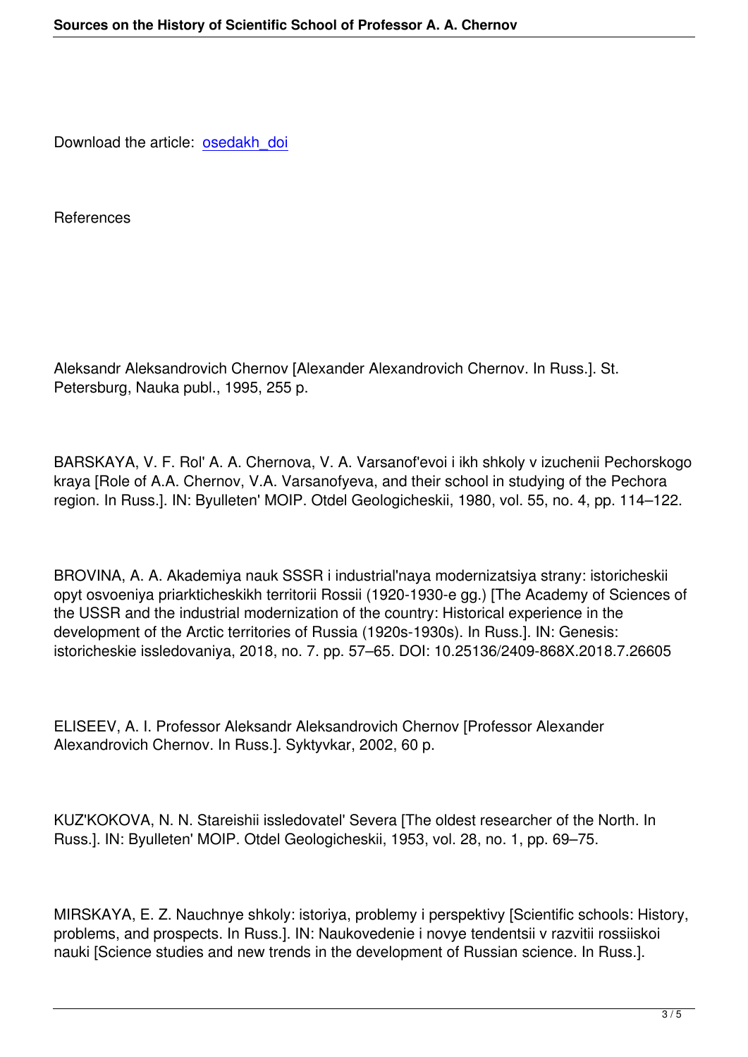Download the article: osedakh_doi

References

Aleksandr Aleksandrovich Chernov [Alexander Alexandrovich Chernov. In Russ.]. St. Petersburg, Nauka publ., 1995, 255 p.

BARSKAYA, V. F. Rol' A. A. Chernova, V. A. Varsanof'evoi i ikh shkoly v izuchenii Pechorskogo kraya [Role of A.A. Chernov, V.A. Varsanofyeva, and their school in studying of the Pechora region. In Russ.]. IN: Byulleten' MOIP. Otdel Geologicheskii, 1980, vol. 55, no. 4, pp. 114–122.

BROVINA, A. A. Akademiya nauk SSSR i industrial'naya modernizatsiya strany: istoricheskii opyt osvoeniya priarkticheskikh territorii Rossii (1920-1930-e gg.) [The Academy of Sciences of the USSR and the industrial modernization of the country: Historical experience in the development of the Arctic territories of Russia (1920s-1930s). In Russ.]. IN: Genesis: istoricheskie issledovaniya, 2018, no. 7. pp. 57–65. DOI: 10.25136/2409-868X.2018.7.26605

ELISEEV, A. I. Professor Aleksandr Aleksandrovich Chernov [Professor Alexander Alexandrovich Chernov. In Russ.]. Syktyvkar, 2002, 60 p.

KUZ'KOKOVA, N. N. Stareishii issledovatel' Severa [The oldest researcher of the North. In Russ.]. IN: Byulleten' MOIP. Otdel Geologicheskii, 1953, vol. 28, no. 1, pp. 69–75.

MIRSKAYA, E. Z. Nauchnye shkoly: istoriya, problemy i perspektivy [Scientific schools: History, problems, and prospects. In Russ.]. IN: Naukovedenie i novye tendentsii v razvitii rossiiskoi nauki [Science studies and new trends in the development of Russian science. In Russ.].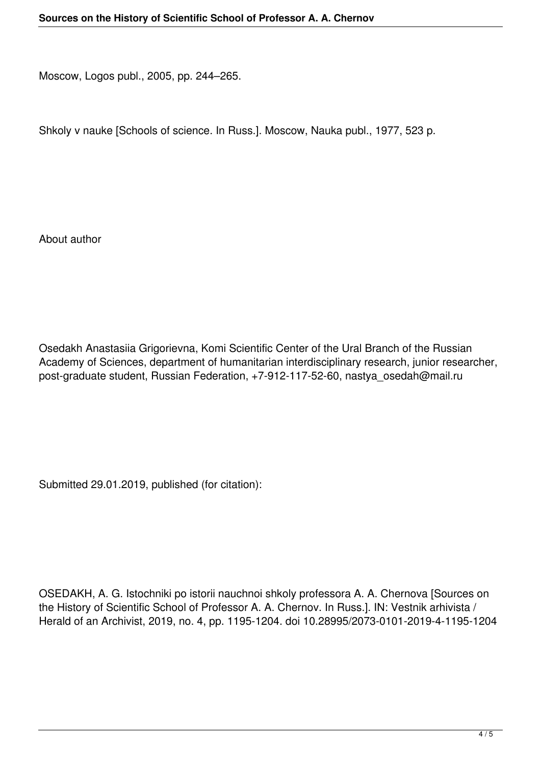Moscow, Logos publ., 2005, pp. 244–265.

Shkoly v nauke [Schools of science. In Russ.]. Moscow, Nauka publ., 1977, 523 p.

About author

Osedakh Anastasiia Grigorievna, Komi Scientific Center of the Ural Branch of the Russian Academy of Sciences, department of humanitarian interdisciplinary research, junior researcher, post-graduate student, Russian Federation, +7-912-117-52-60, nastya_osedah@mail.ru

Submitted 29.01.2019, published (for citation):

OSEDAKH, A. G. Istochniki po istorii nauchnoi shkoly professora A. A. Chernova [Sources on the History of Scientific School of Professor A. A. Chernov. In Russ.]. IN: Vestnik arhivista / Herald of an Archivist, 2019, no. 4, pp. 1195-1204. doi 10.28995/2073-0101-2019-4-1195-1204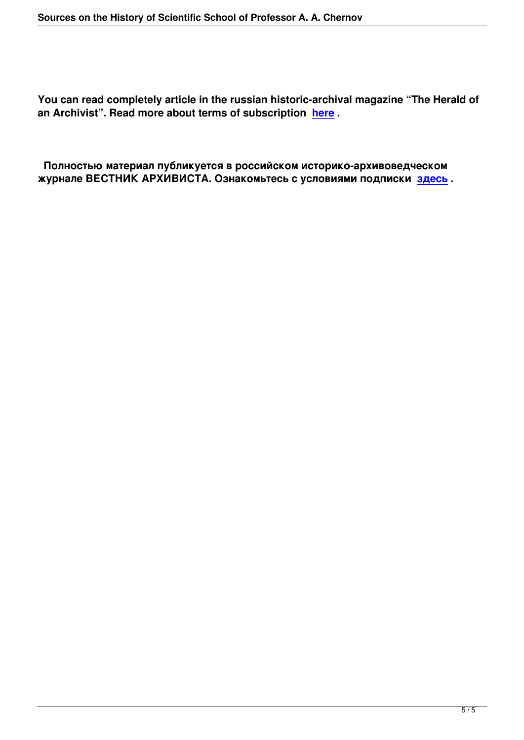**You can read completely article in the russian historic-archival magazine “The Herald of an Archivist”. Read more about terms of subscription here .**

**Полностью материал публикуется в российском историко-архивоведческом журнале ВЕСТНИК АРХИВИСТА. Ознакомьтесь с условиями подписки здесь .**